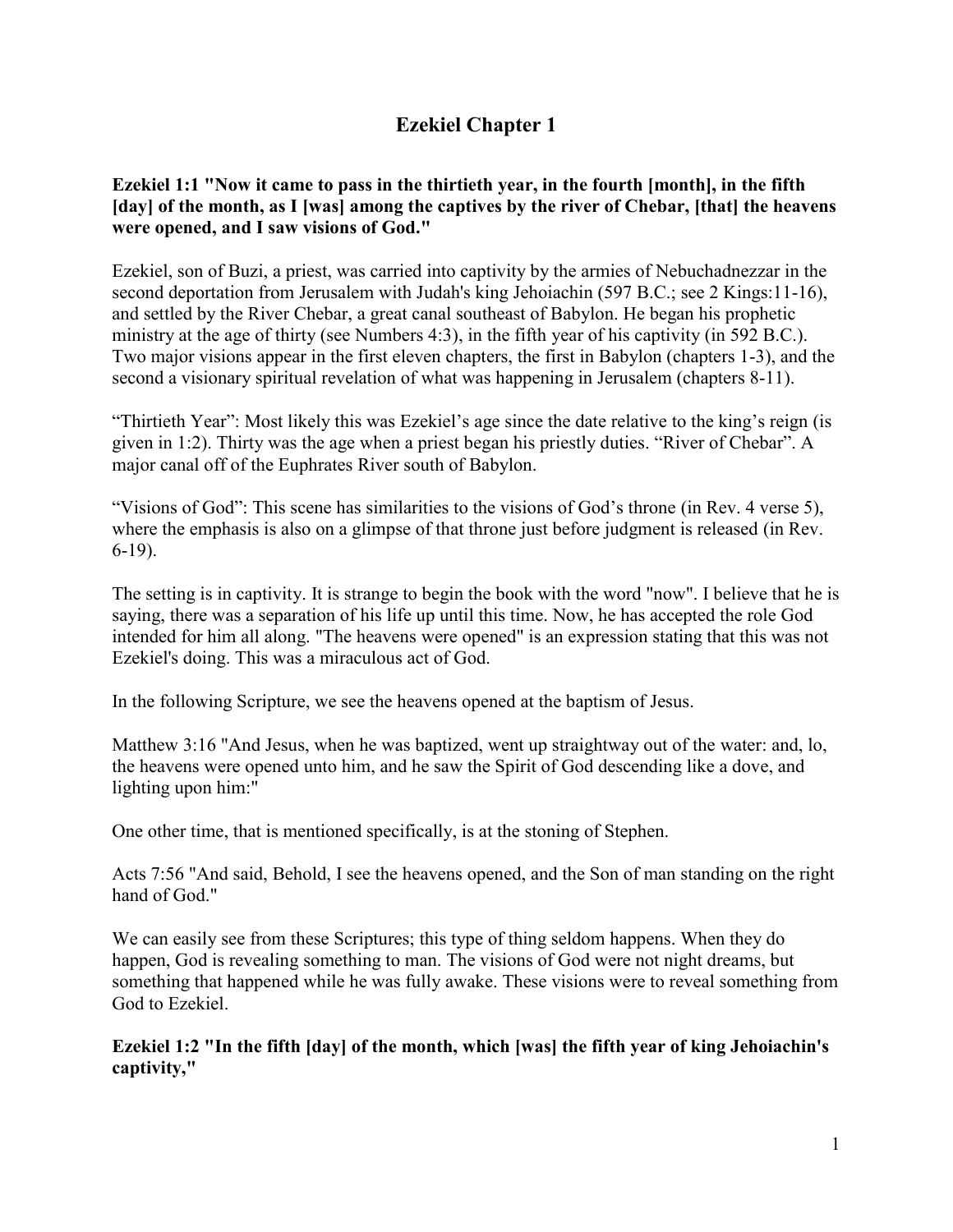# Ezekiel Chapter 1

**Ezekiel 1:1 "Now it came to pass in the thirtieth year, in the fourth [month], in the fifth [day] of the month, as I [was] among the captives by the river of Chebar, [that] the heavens were opened, and I saw visions of God."**

Ezekiel, son of Buzi, a priest, was carried into captivity by the armies of Nebuchadnezzar in the second deportation from Jerusalem with Judah's king Jehoiachin (597 B.C.; see 2 Kings:11-16), and settled by the River Chebar, a great canal southeast of Babylon. He began his prophetic ministry at the age of thirty (see Numbers 4:3), in the fifth year of his captivity (in 592 B.C.). Two major visions appear in the first eleven chapters, the first in Babylon (chapters 1-3), and the second a visionary spiritual revelation of what was happening in Jerusalem (chapters 8-11).

"Thirtieth Year": Most likely this was Ezekiel's age since the date relative to the king's reign (is given in 1:2). Thirty was the age when a priest began his priestly duties. "River of Chebar". A major canal off of the Euphrates River south of Babylon.

"Visions of God": This scene has similarities to the visions of God's throne (in Rev. 4 verse 5), where the emphasis is also on a glimpse of that throne just before judgment is released (in Rev. 6-19).

The setting is in captivity. It is strange to begin the book with the word "now". I believe that he is saying, there was a separation of his life up until this time. Now, he has accepted the role God intended for him all along. "The heavens were opened" is an expression stating that this was not Ezekiel's doing. This was a miraculous act of God.

In the following Scripture, we see the heavens opened at the baptism of Jesus.

Matthew 3:16 "And Jesus, when he was baptized, went up straightway out of the water: and, lo, the heavens were opened unto him, and he saw the Spirit of God descending like a dove, and lighting upon him:"

One other time, that is mentioned specifically, is at the stoning of Stephen.

Acts 7:56 "And said, Behold, I see the heavens opened, and the Son of man standing on the right hand of God."

We can easily see from these Scriptures; this type of thing seldom happens. When they do happen, God is revealing something to man. The visions of God were not night dreams, but something that happened while he was fully awake. These visions were to reveal something from God to Ezekiel.

**Ezekiel 1:2 "In the fifth [day] of the month, which [was] the fifth year of king Jehoiachin's captivity,"**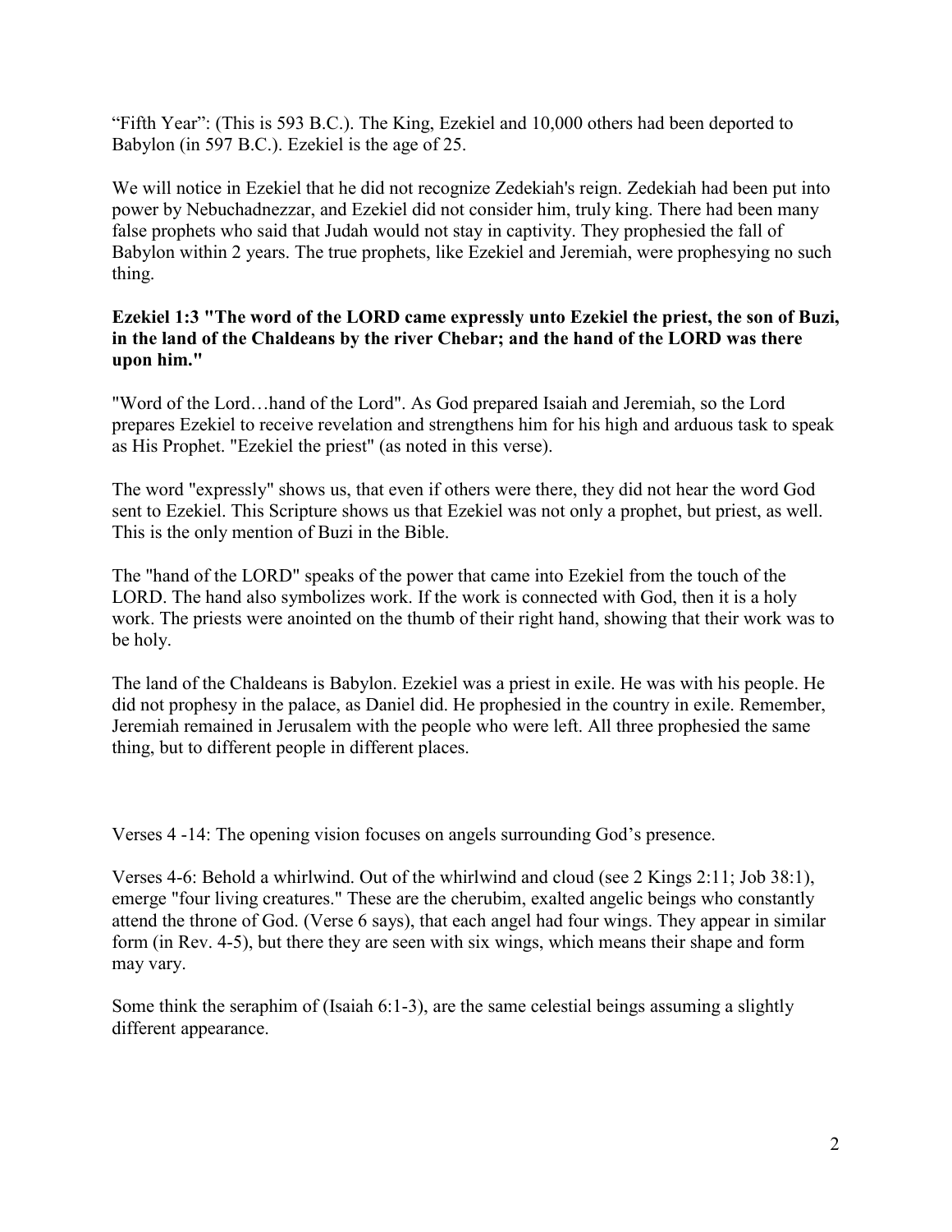"Fifth Year": (This is 593 B.C.). The King, Ezekiel and 10,000 others had been deported to Babylon (in 597 B.C.). Ezekiel is the age of 25.

We will notice in Ezekiel that he did not recognize Zedekiah's reign. Zedekiah had been put into power by Nebuchadnezzar, and Ezekiel did not consider him, truly king. There had been many false prophets who said that Judah would not stay in captivity. They prophesied the fall of Babylon within 2 years. The true prophets, like Ezekiel and Jeremiah, were prophesying no such thing.

**Ezekiel 1:3 "The word of the LORD came expressly unto Ezekiel the priest, the son of Buzi, in the land of the Chaldeans by the river Chebar; and the hand of the LORD was there upon him."**

"Word of the Lord…hand of the Lord". As God prepared Isaiah and Jeremiah, so the Lord prepares Ezekiel to receive revelation and strengthens him for his high and arduous task to speak as His Prophet. "Ezekiel the priest" (as noted in this verse).

The word "expressly" shows us, that even if others were there, they did not hear the word God sent to Ezekiel. This Scripture shows us that Ezekiel was not only a prophet, but priest, as well. This is the only mention of Buzi in the Bible.

The "hand of the LORD" speaks of the power that came into Ezekiel from the touch of the LORD. The hand also symbolizes work. If the work is connected with God, then it is a holy work. The priests were anointed on the thumb of their right hand, showing that their work was to be holy.

The land of the Chaldeans is Babylon. Ezekiel was a priest in exile. He was with his people. He did not prophesy in the palace, as Daniel did. He prophesied in the country in exile. Remember, Jeremiah remained in Jerusalem with the people who were left. All three prophesied the same thing, but to different people in different places.

Verses 4 -14: The opening vision focuses on angels surrounding God's presence.

Verses 4-6: Behold a whirlwind. Out of the whirlwind and cloud (see 2 Kings 2:11; Job 38:1), emerge "four living creatures." These are the cherubim, exalted angelic beings who constantly attend the throne of God. (Verse 6 says), that each angel had four wings. They appear in similar form (in Rev. 4-5), but there they are seen with six wings, which means their shape and form may vary.

Some think the seraphim of (Isaiah 6:1-3), are the same celestial beings assuming a slightly different appearance.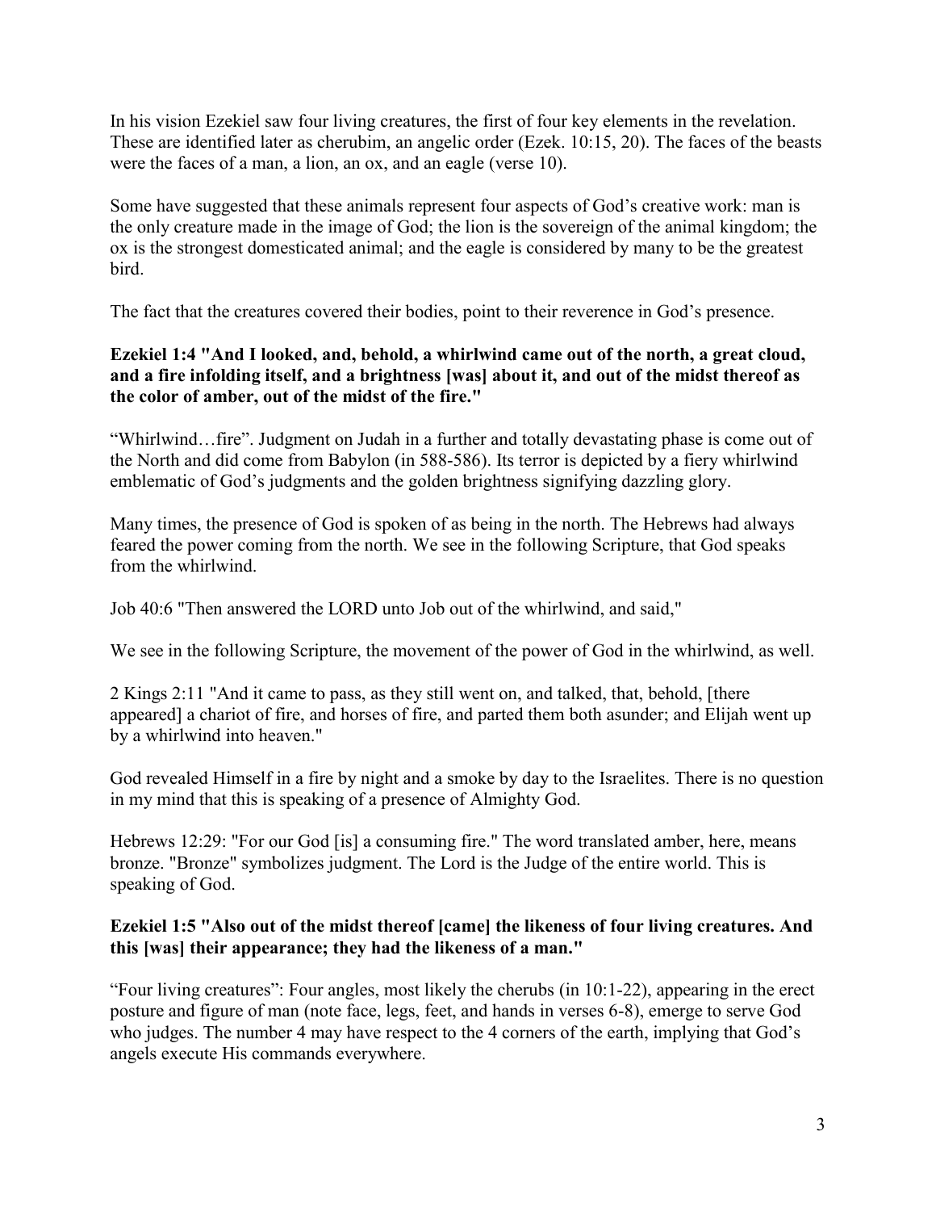In his vision Ezekiel saw four living creatures, the first of four key elements in the revelation. These are identified later as cherubim, an angelic order (Ezek. 10:15, 20). The faces of the beasts were the faces of a man, a lion, an ox, and an eagle (verse 10).

Some have suggested that these animals represent four aspects of God's creative work: man is the only creature made in the image of God; the lion is the sovereign of the animal kingdom; the ox is the strongest domesticated animal; and the eagle is considered by many to be the greatest bird.

The fact that the creatures covered their bodies, point to their reverence in God's presence.

**Ezekiel 1:4 "And I looked, and, behold, a whirlwind came out of the north, a great cloud, and a fire infolding itself, and a brightness [was] about it, and out of the midst thereof as the color of amber, out of the midst of the fire."**

"Whirlwind…fire". Judgment on Judah in a further and totally devastating phase is come out of the North and did come from Babylon (in 588-586). Its terror is depicted by a fiery whirlwind emblematic of God's judgments and the golden brightness signifying dazzling glory.

Many times, the presence of God is spoken of as being in the north. The Hebrews had always feared the power coming from the north. We see in the following Scripture, that God speaks from the whirlwind.

Job 40:6 "Then answered the LORD unto Job out of the whirlwind, and said,"

We see in the following Scripture, the movement of the power of God in the whirlwind, as well.

2 Kings 2:11 "And it came to pass, as they still went on, and talked, that, behold, [there appeared] a chariot of fire, and horses of fire, and parted them both asunder; and Elijah went up by a whirlwind into heaven."

God revealed Himself in a fire by night and a smoke by day to the Israelites. There is no question in my mind that this is speaking of a presence of Almighty God.

Hebrews 12:29: "For our God [is] a consuming fire." The word translated amber, here, means bronze. "Bronze" symbolizes judgment. The Lord is the Judge of the entire world. This is speaking of God.

**Ezekiel 1:5 "Also out of the midst thereof [came] the likeness of four living creatures. And this [was] their appearance; they had the likeness of a man."**

"Four living creatures": Four angles, most likely the cherubs (in 10:1-22), appearing in the erect posture and figure of man (note face, legs, feet, and hands in verses 6-8), emerge to serve God who judges. The number 4 may have respect to the 4 corners of the earth, implying that God's angels execute His commands everywhere.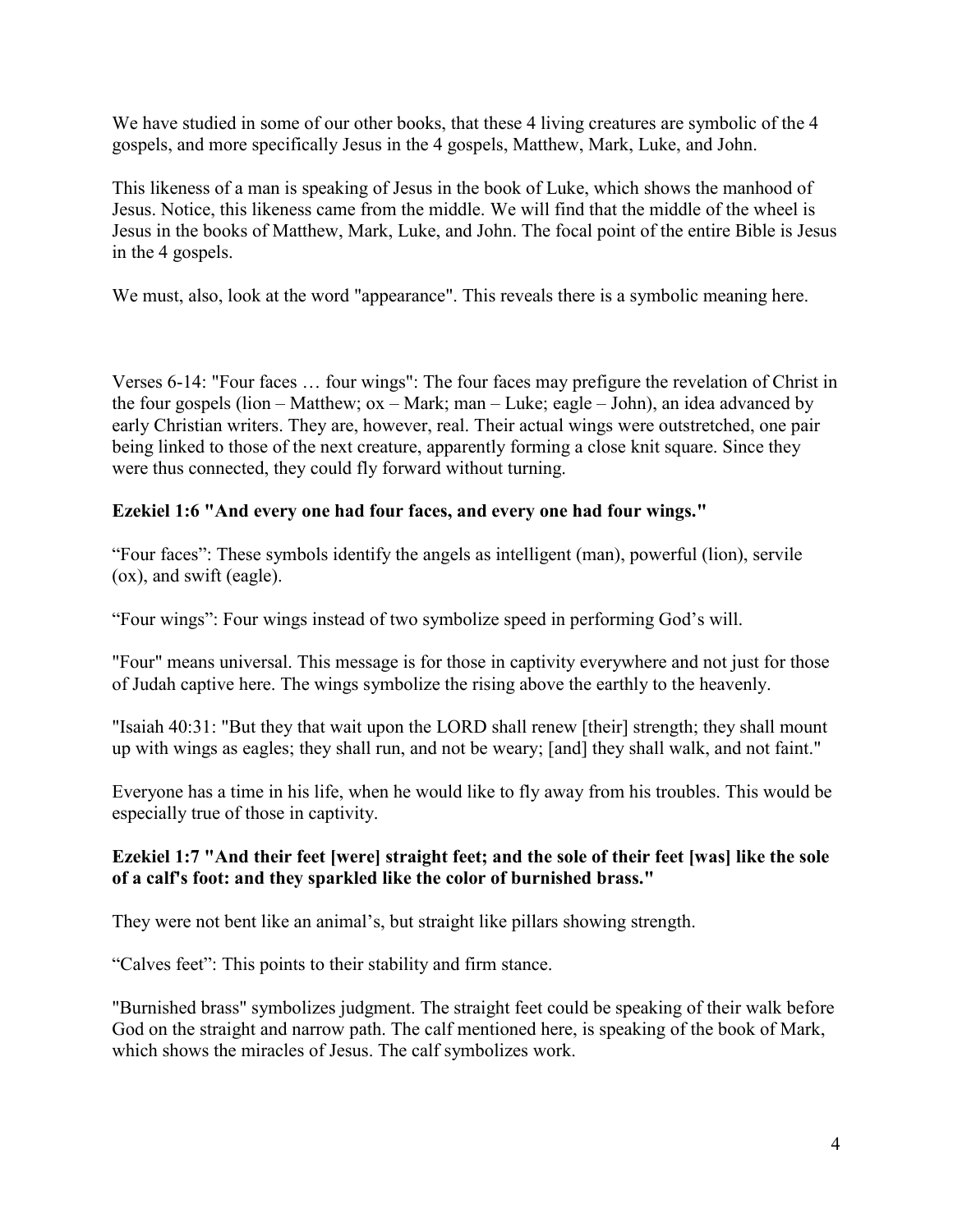We have studied in some of our other books, that these 4 living creatures are symbolic of the 4 gospels, and more specifically Jesus in the 4 gospels, Matthew, Mark, Luke, and John.

This likeness of a man is speaking of Jesus in the book of Luke, which shows the manhood of Jesus. Notice, this likeness came from the middle. We will find that the middle of the wheel is Jesus in the books of Matthew, Mark, Luke, and John. The focal point of the entire Bible is Jesus in the 4 gospels.

We must, also, look at the word "appearance". This reveals there is a symbolic meaning here.

Verses 6-14: "Four faces … four wings": The four faces may prefigure the revelation of Christ in the four gospels (lion – Matthew; ox – Mark; man – Luke; eagle – John), an idea advanced by early Christian writers. They are, however, real. Their actual wings were outstretched, one pair being linked to those of the next creature, apparently forming a close knit square. Since they were thus connected, they could fly forward without turning.

**Ezekiel 1:6 "And every one had four faces, and every one had four wings."**

"Four faces": These symbols identify the angels as intelligent (man), powerful (lion), servile (ox), and swift (eagle).

"Four wings": Four wings instead of two symbolize speed in performing God's will.

"Four" means universal. This message is for those in captivity everywhere and not just for those of Judah captive here. The wings symbolize the rising above the earthly to the heavenly.

"Isaiah 40:31: "But they that wait upon the LORD shall renew [their] strength; they shall mount up with wings as eagles; they shall run, and not be weary; [and] they shall walk, and not faint."

Everyone has a time in his life, when he would like to fly away from his troubles. This would be especially true of those in captivity.

**Ezekiel 1:7 "And their feet [were] straight feet; and the sole of their feet [was] like the sole of a calf's foot: and they sparkled like the color of burnished brass."**

They were not bent like an animal's, but straight like pillars showing strength.

"Calves feet": This points to their stability and firm stance.

"Burnished brass" symbolizes judgment. The straight feet could be speaking of their walk before God on the straight and narrow path. The calf mentioned here, is speaking of the book of Mark, which shows the miracles of Jesus. The calf symbolizes work.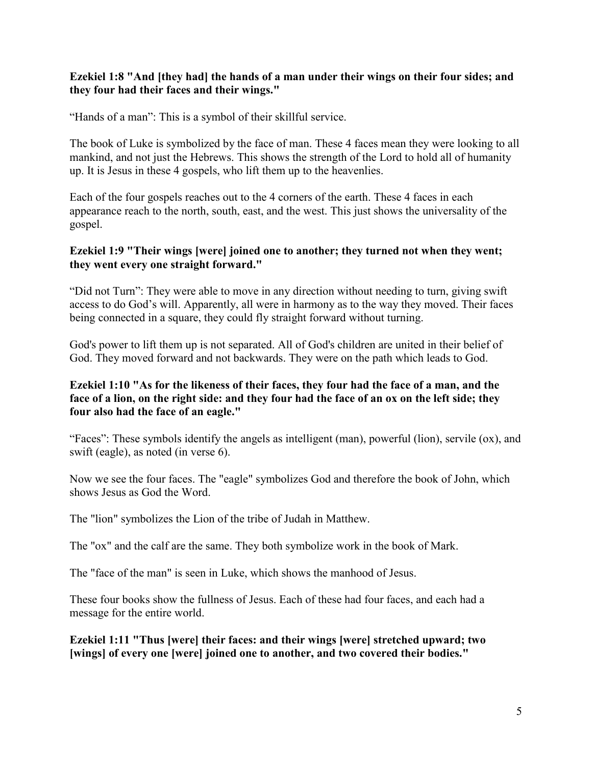**Ezekiel 1:8 "And [they had] the hands of a man under their wings on their four sides; and they four had their faces and their wings."**

"Hands of a man": This is a symbol of their skillful service.

The book of Luke is symbolized by the face of man. These 4 faces mean they were looking to all mankind, and not just the Hebrews. This shows the strength of the Lord to hold all of humanity up. It is Jesus in these 4 gospels, who lift them up to the heavenlies.

Each of the four gospels reaches out to the 4 corners of the earth. These 4 faces in each appearance reach to the north, south, east, and the west. This just shows the universality of the gospel.

**Ezekiel 1:9 "Their wings [were] joined one to another; they turned not when they went; they went every one straight forward."**

"Did not Turn": They were able to move in any direction without needing to turn, giving swift access to do God's will. Apparently, all were in harmony as to the way they moved. Their faces being connected in a square, they could fly straight forward without turning.

God's power to lift them up is not separated. All of God's children are united in their belief of God. They moved forward and not backwards. They were on the path which leads to God.

**Ezekiel 1:10 "As for the likeness of their faces, they four had the face of a man, and the face of a lion, on the right side: and they four had the face of an ox on the left side; they four also had the face of an eagle."**

"Faces": These symbols identify the angels as intelligent (man), powerful (lion), servile (ox), and swift (eagle), as noted (in verse 6).

Now we see the four faces. The "eagle" symbolizes God and therefore the book of John, which shows Jesus as God the Word.

The "lion" symbolizes the Lion of the tribe of Judah in Matthew.

The "ox" and the calf are the same. They both symbolize work in the book of Mark.

The "face of the man" is seen in Luke, which shows the manhood of Jesus.

These four books show the fullness of Jesus. Each of these had four faces, and each had a message for the entire world.

**Ezekiel 1:11 "Thus [were] their faces: and their wings [were] stretched upward; two [wings] of every one [were] joined one to another, and two covered their bodies."**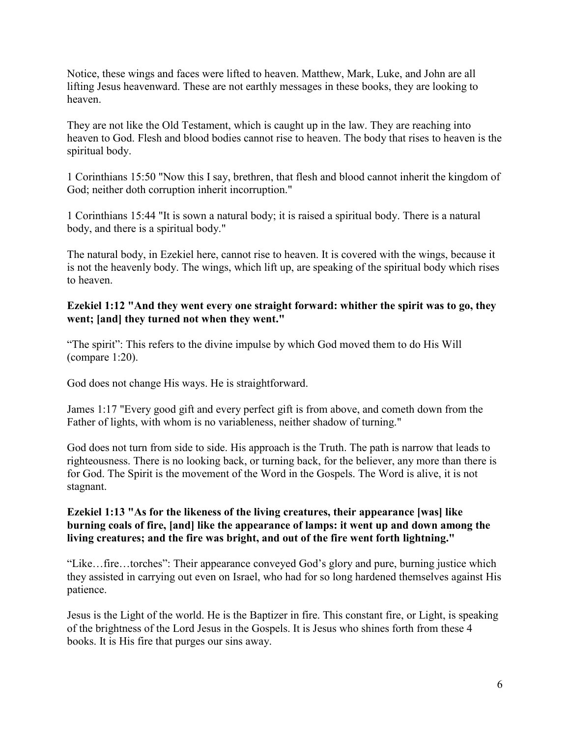Notice, these wings and faces were lifted to heaven. Matthew, Mark, Luke, and John are all lifting Jesus heavenward. These are not earthly messages in these books, they are looking to heaven.

They are not like the Old Testament, which is caught up in the law. They are reaching into heaven to God. Flesh and blood bodies cannot rise to heaven. The body that rises to heaven is the spiritual body.

1 Corinthians 15:50 "Now this I say, brethren, that flesh and blood cannot inherit the kingdom of God; neither doth corruption inherit incorruption."

1 Corinthians 15:44 "It is sown a natural body; it is raised a spiritual body. There is a natural body, and there is a spiritual body."

The natural body, in Ezekiel here, cannot rise to heaven. It is covered with the wings, because it is not the heavenly body. The wings, which lift up, are speaking of the spiritual body which rises to heaven.

**Ezekiel 1:12 "And they went every one straight forward: whither the spirit was to go, they went; [and] they turned not when they went."**

"The spirit": This refers to the divine impulse by which God moved them to do His Will (compare 1:20).

God does not change His ways. He is straightforward.

James 1:17 "Every good gift and every perfect gift is from above, and cometh down from the Father of lights, with whom is no variableness, neither shadow of turning."

God does not turn from side to side. His approach is the Truth. The path is narrow that leads to righteousness. There is no looking back, or turning back, for the believer, any more than there is for God. The Spirit is the movement of the Word in the Gospels. The Word is alive, it is not stagnant.

**Ezekiel 1:13 "As for the likeness of the living creatures, their appearance [was] like burning coals of fire, [and] like the appearance of lamps: it went up and down among the living creatures; and the fire was bright, and out of the fire went forth lightning."**

"Like…fire…torches": Their appearance conveyed God's glory and pure, burning justice which they assisted in carrying out even on Israel, who had for so long hardened themselves against His patience.

Jesus is the Light of the world. He is the Baptizer in fire. This constant fire, or Light, is speaking of the brightness of the Lord Jesus in the Gospels. It is Jesus who shines forth from these 4 books. It is His fire that purges our sins away.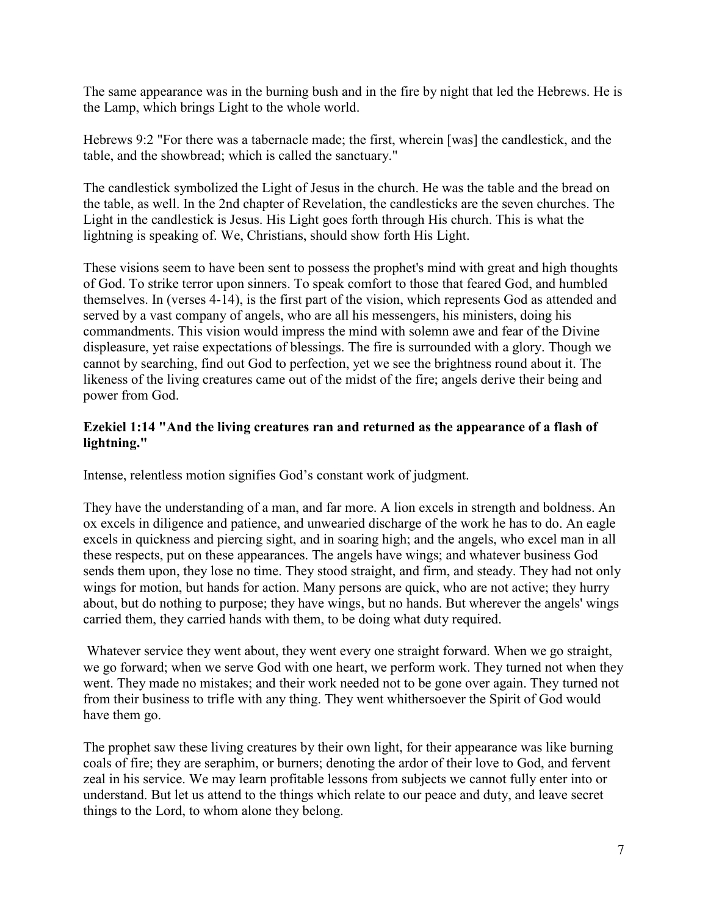The same appearance was in the burning bush and in the fire by night that led the Hebrews. He is the Lamp, which brings Light to the whole world.

Hebrews 9:2 "For there was a tabernacle made; the first, wherein [was] the candlestick, and the table, and the showbread; which is called the sanctuary."

The candlestick symbolized the Light of Jesus in the church. He was the table and the bread on the table, as well. In the 2nd chapter of Revelation, the candlesticks are the seven churches. The Light in the candlestick is Jesus. His Light goes forth through His church. This is what the lightning is speaking of. We, Christians, should show forth His Light.

These visions seem to have been sent to possess the prophet's mind with great and high thoughts of God. To strike terror upon sinners. To speak comfort to those that feared God, and humbled themselves. In (verses 4-14), is the first part of the vision, which represents God as attended and served by a vast company of angels, who are all his messengers, his ministers, doing his commandments. This vision would impress the mind with solemn awe and fear of the Divine displeasure, yet raise expectations of blessings. The fire is surrounded with a glory. Though we cannot by searching, find out God to perfection, yet we see the brightness round about it. The likeness of the living creatures came out of the midst of the fire; angels derive their being and power from God.

**Ezekiel 1:14 "And the living creatures ran and returned as the appearance of a flash of lightning."**

Intense, relentless motion signifies God's constant work of judgment.

They have the understanding of a man, and far more. A lion excels in strength and boldness. An ox excels in diligence and patience, and unwearied discharge of the work he has to do. An eagle excels in quickness and piercing sight, and in soaring high; and the angels, who excel man in all these respects, put on these appearances. The angels have wings; and whatever business God sends them upon, they lose no time. They stood straight, and firm, and steady. They had not only wings for motion, but hands for action. Many persons are quick, who are not active; they hurry about, but do nothing to purpose; they have wings, but no hands. But wherever the angels' wings carried them, they carried hands with them, to be doing what duty required.

Whatever service they went about, they went every one straight forward. When we go straight, we go forward; when we serve God with one heart, we perform work. They turned not when they went. They made no mistakes; and their work needed not to be gone over again. They turned not from their business to trifle with any thing. They went whithersoever the Spirit of God would have them go.

The prophet saw these living creatures by their own light, for their appearance was like burning coals of fire; they are seraphim, or burners; denoting the ardor of their love to God, and fervent zeal in his service. We may learn profitable lessons from subjects we cannot fully enter into or understand. But let us attend to the things which relate to our peace and duty, and leave secret things to the Lord, to whom alone they belong.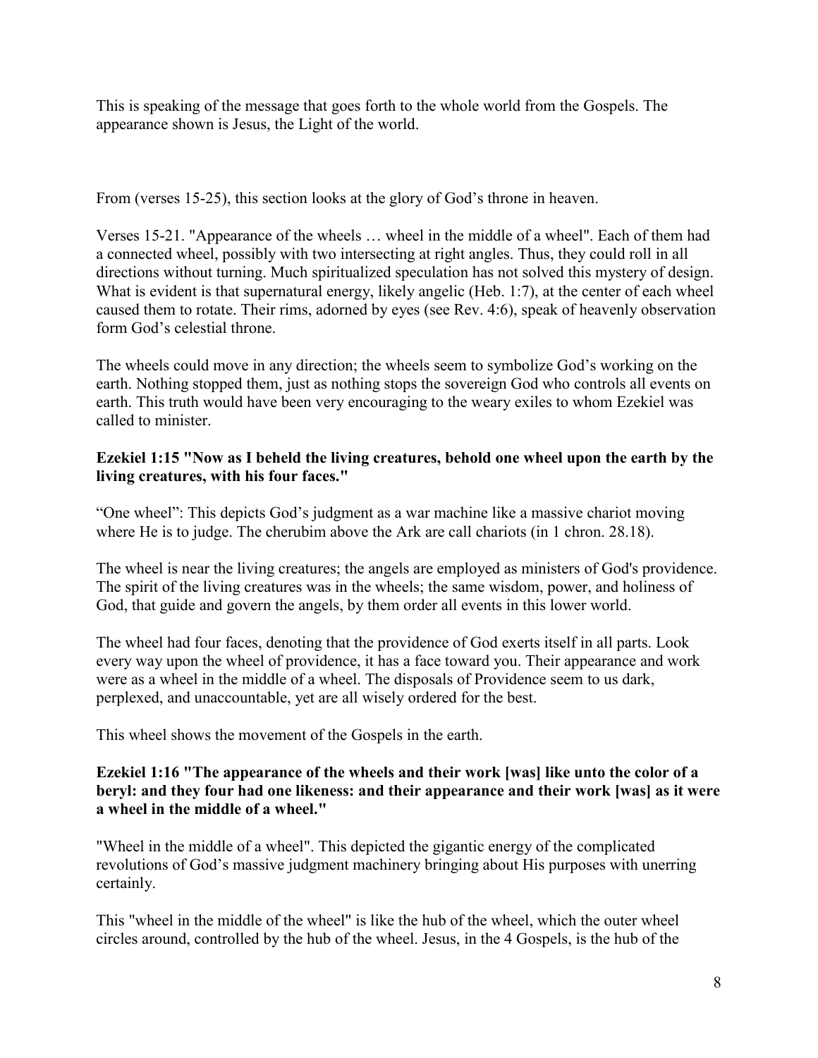This is speaking of the message that goes forth to the whole world from the Gospels. The appearance shown is Jesus, the Light of the world.

From (verses 15-25), this section looks at the glory of God's throne in heaven.

Verses 15-21. "Appearance of the wheels … wheel in the middle of a wheel". Each of them had a connected wheel, possibly with two intersecting at right angles. Thus, they could roll in all directions without turning. Much spiritualized speculation has not solved this mystery of design. What is evident is that supernatural energy, likely angelic (Heb. 1:7), at the center of each wheel caused them to rotate. Their rims, adorned by eyes (see Rev. 4:6), speak of heavenly observation form God's celestial throne.

The wheels could move in any direction; the wheels seem to symbolize God's working on the earth. Nothing stopped them, just as nothing stops the sovereign God who controls all events on earth. This truth would have been very encouraging to the weary exiles to whom Ezekiel was called to minister.

**Ezekiel 1:15 "Now as I beheld the living creatures, behold one wheel upon the earth by the living creatures, with his four faces."**

"One wheel": This depicts God's judgment as a war machine like a massive chariot moving where He is to judge. The cherubim above the Ark are call chariots (in 1 chron. 28.18).

The wheel is near the living creatures; the angels are employed as ministers of God's providence. The spirit of the living creatures was in the wheels; the same wisdom, power, and holiness of God, that guide and govern the angels, by them order all events in this lower world.

The wheel had four faces, denoting that the providence of God exerts itself in all parts. Look every way upon the wheel of providence, it has a face toward you. Their appearance and work were as a wheel in the middle of a wheel. The disposals of Providence seem to us dark, perplexed, and unaccountable, yet are all wisely ordered for the best.

This wheel shows the movement of the Gospels in the earth.

**Ezekiel 1:16 "The appearance of the wheels and their work [was] like unto the color of a beryl: and they four had one likeness: and their appearance and their work [was] as it were a wheel in the middle of a wheel."**

"Wheel in the middle of a wheel". This depicted the gigantic energy of the complicated revolutions of God's massive judgment machinery bringing about His purposes with unerring certainly.

This "wheel in the middle of the wheel" is like the hub of the wheel, which the outer wheel circles around, controlled by the hub of the wheel. Jesus, in the 4 Gospels, is the hub of the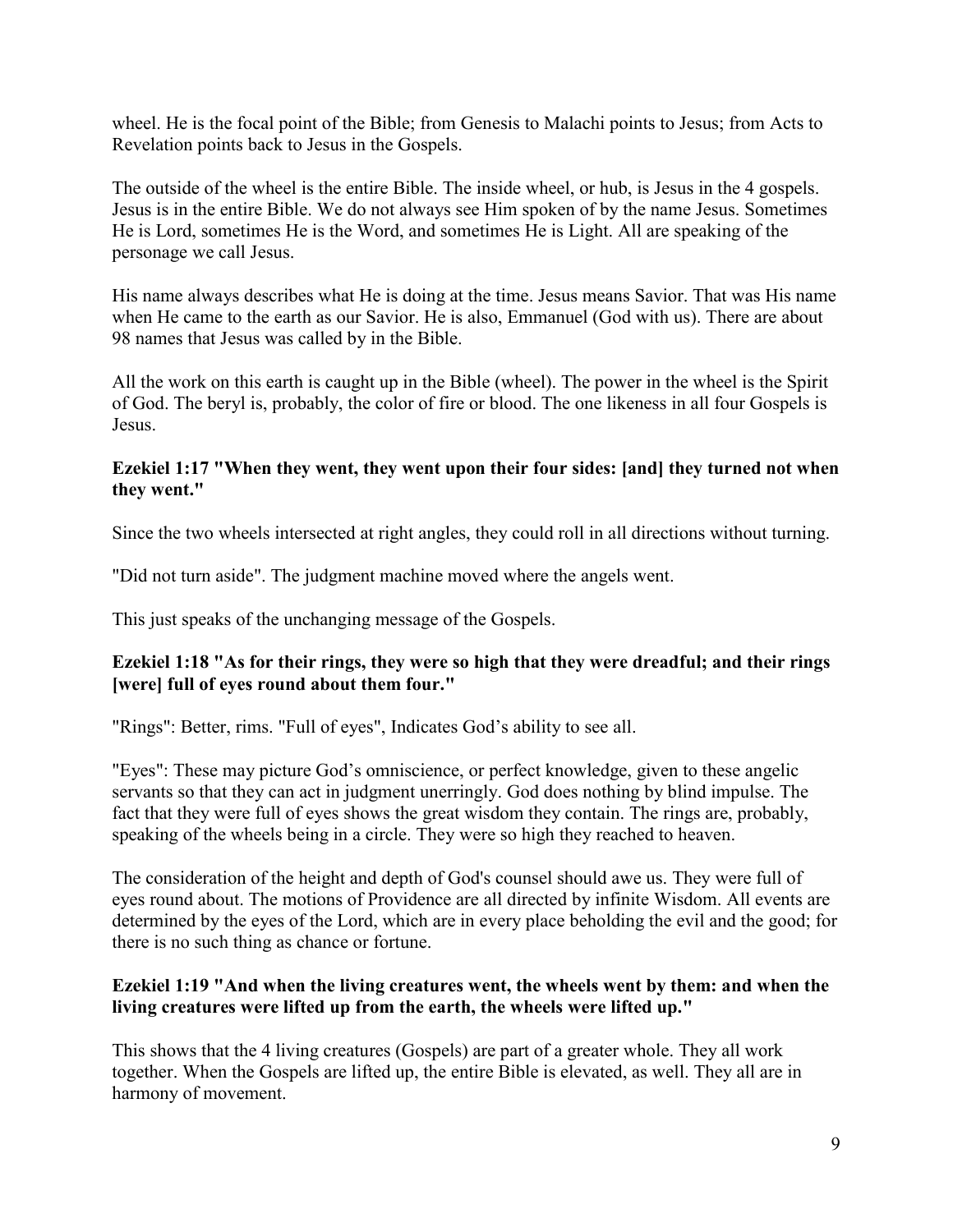wheel. He is the focal point of the Bible; from Genesis to Malachi points to Jesus; from Acts to Revelation points back to Jesus in the Gospels.

The outside of the wheel is the entire Bible. The inside wheel, or hub, is Jesus in the 4 gospels. Jesus is in the entire Bible. We do not always see Him spoken of by the name Jesus. Sometimes He is Lord, sometimes He is the Word, and sometimes He is Light. All are speaking of the personage we call Jesus.

His name always describes what He is doing at the time. Jesus means Savior. That was His name when He came to the earth as our Savior. He is also, Emmanuel (God with us). There are about 98 names that Jesus was called by in the Bible.

All the work on this earth is caught up in the Bible (wheel). The power in the wheel is the Spirit of God. The beryl is, probably, the color of fire or blood. The one likeness in all four Gospels is Jesus.

**Ezekiel 1:17 "When they went, they went upon their four sides: [and] they turned not when they went."**

Since the two wheels intersected at right angles, they could roll in all directions without turning.

"Did not turn aside". The judgment machine moved where the angels went.

This just speaks of the unchanging message of the Gospels.

**Ezekiel 1:18 "As for their rings, they were so high that they were dreadful; and their rings [were] full of eyes round about them four."**

"Rings": Better, rims. "Full of eyes", Indicates God's ability to see all.

"Eyes": These may picture God's omniscience, or perfect knowledge, given to these angelic servants so that they can act in judgment unerringly. God does nothing by blind impulse. The fact that they were full of eyes shows the great wisdom they contain. The rings are, probably, speaking of the wheels being in a circle. They were so high they reached to heaven.

The consideration of the height and depth of God's counsel should awe us. They were full of eyes round about. The motions of Providence are all directed by infinite Wisdom. All events are determined by the eyes of the Lord, which are in every place beholding the evil and the good; for there is no such thing as chance or fortune.

**Ezekiel 1:19 "And when the living creatures went, the wheels went by them: and when the living creatures were lifted up from the earth, the wheels were lifted up."**

This shows that the 4 living creatures (Gospels) are part of a greater whole. They all work together. When the Gospels are lifted up, the entire Bible is elevated, as well. They all are in harmony of movement.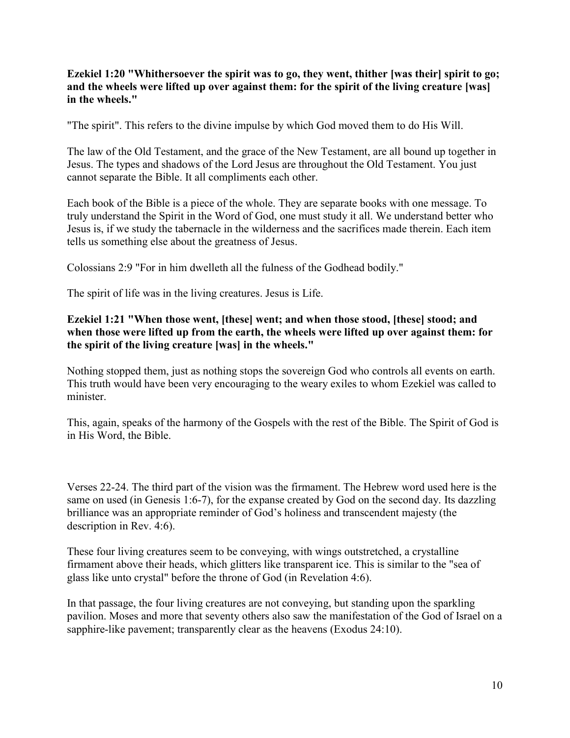**Ezekiel 1:20 "Whithersoever the spirit was to go, they went, thither [was their] spirit to go; and the wheels were lifted up over against them: for the spirit of the living creature [was] in the wheels."**

"The spirit". This refers to the divine impulse by which God moved them to do His Will.

The law of the Old Testament, and the grace of the New Testament, are all bound up together in Jesus. The types and shadows of the Lord Jesus are throughout the Old Testament. You just cannot separate the Bible. It all compliments each other.

Each book of the Bible is a piece of the whole. They are separate books with one message. To truly understand the Spirit in the Word of God, one must study it all. We understand better who Jesus is, if we study the tabernacle in the wilderness and the sacrifices made therein. Each item tells us something else about the greatness of Jesus.

Colossians 2:9 "For in him dwelleth all the fulness of the Godhead bodily."

The spirit of life was in the living creatures. Jesus is Life.

**Ezekiel 1:21 "When those went, [these] went; and when those stood, [these] stood; and when those were lifted up from the earth, the wheels were lifted up over against them: for the spirit of the living creature [was] in the wheels."**

Nothing stopped them, just as nothing stops the sovereign God who controls all events on earth. This truth would have been very encouraging to the weary exiles to whom Ezekiel was called to minister.

This, again, speaks of the harmony of the Gospels with the rest of the Bible. The Spirit of God is in His Word, the Bible.

Verses 22-24. The third part of the vision was the firmament. The Hebrew word used here is the same on used (in Genesis 1:6-7), for the expanse created by God on the second day. Its dazzling brilliance was an appropriate reminder of God's holiness and transcendent majesty (the description in Rev. 4:6).

These four living creatures seem to be conveying, with wings outstretched, a crystalline firmament above their heads, which glitters like transparent ice. This is similar to the "sea of glass like unto crystal" before the throne of God (in Revelation 4:6).

In that passage, the four living creatures are not conveying, but standing upon the sparkling pavilion. Moses and more that seventy others also saw the manifestation of the God of Israel on a sapphire-like pavement; transparently clear as the heavens (Exodus 24:10).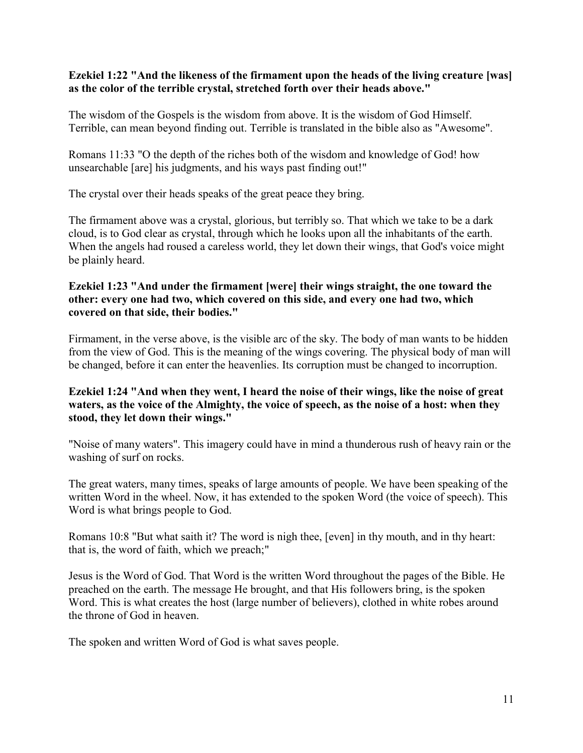**Ezekiel 1:22 "And the likeness of the firmament upon the heads of the living creature [was] as the color of the terrible crystal, stretched forth over their heads above."**

The wisdom of the Gospels is the wisdom from above. It is the wisdom of God Himself. Terrible, can mean beyond finding out. Terrible is translated in the bible also as "Awesome".

Romans 11:33 "O the depth of the riches both of the wisdom and knowledge of God! how unsearchable [are] his judgments, and his ways past finding out!"

The crystal over their heads speaks of the great peace they bring.

The firmament above was a crystal, glorious, but terribly so. That which we take to be a dark cloud, is to God clear as crystal, through which he looks upon all the inhabitants of the earth. When the angels had roused a careless world, they let down their wings, that God's voice might be plainly heard.

**Ezekiel 1:23 "And under the firmament [were] their wings straight, the one toward the other: every one had two, which covered on this side, and every one had two, which covered on that side, their bodies."**

Firmament, in the verse above, is the visible arc of the sky. The body of man wants to be hidden from the view of God. This is the meaning of the wings covering. The physical body of man will be changed, before it can enter the heavenlies. Its corruption must be changed to incorruption.

**Ezekiel 1:24 "And when they went, I heard the noise of their wings, like the noise of great waters, as the voice of the Almighty, the voice of speech, as the noise of a host: when they stood, they let down their wings."**

"Noise of many waters". This imagery could have in mind a thunderous rush of heavy rain or the washing of surf on rocks.

The great waters, many times, speaks of large amounts of people. We have been speaking of the written Word in the wheel. Now, it has extended to the spoken Word (the voice of speech). This Word is what brings people to God.

Romans 10:8 "But what saith it? The word is nigh thee, [even] in thy mouth, and in thy heart: that is, the word of faith, which we preach;"

Jesus is the Word of God. That Word is the written Word throughout the pages of the Bible. He preached on the earth. The message He brought, and that His followers bring, is the spoken Word. This is what creates the host (large number of believers), clothed in white robes around the throne of God in heaven.

The spoken and written Word of God is what saves people.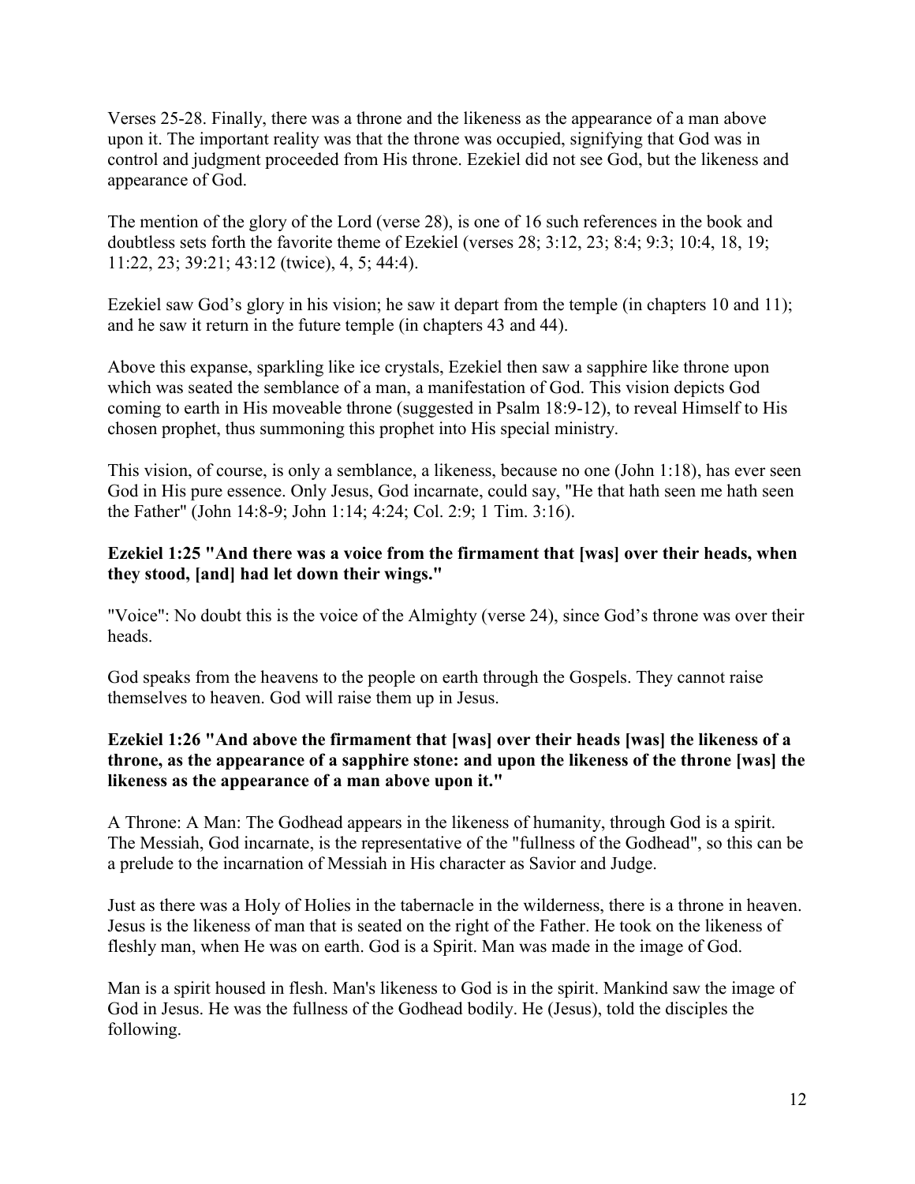Verses 25-28. Finally, there was a throne and the likeness as the appearance of a man above upon it. The important reality was that the throne was occupied, signifying that God was in control and judgment proceeded from His throne. Ezekiel did not see God, but the likeness and appearance of God.

The mention of the glory of the Lord (verse 28), is one of 16 such references in the book and doubtless sets forth the favorite theme of Ezekiel (verses 28; 3:12, 23; 8:4; 9:3; 10:4, 18, 19; 11:22, 23; 39:21; 43:12 (twice), 4, 5; 44:4).

Ezekiel saw God's glory in his vision; he saw it depart from the temple (in chapters 10 and 11); and he saw it return in the future temple (in chapters 43 and 44).

Above this expanse, sparkling like ice crystals, Ezekiel then saw a sapphire like throne upon which was seated the semblance of a man, a manifestation of God. This vision depicts God coming to earth in His moveable throne (suggested in Psalm 18:9-12), to reveal Himself to His chosen prophet, thus summoning this prophet into His special ministry.

This vision, of course, is only a semblance, a likeness, because no one (John 1:18), has ever seen God in His pure essence. Only Jesus, God incarnate, could say, "He that hath seen me hath seen the Father" (John 14:8-9; John 1:14; 4:24; Col. 2:9; 1 Tim. 3:16).

**Ezekiel 1:25 "And there was a voice from the firmament that [was] over their heads, when they stood, [and] had let down their wings."**

"Voice": No doubt this is the voice of the Almighty (verse 24), since God's throne was over their heads.

God speaks from the heavens to the people on earth through the Gospels. They cannot raise themselves to heaven. God will raise them up in Jesus.

**Ezekiel 1:26 "And above the firmament that [was] over their heads [was] the likeness of a throne, as the appearance of a sapphire stone: and upon the likeness of the throne [was] the likeness as the appearance of a man above upon it."**

A Throne: A Man: The Godhead appears in the likeness of humanity, through God is a spirit. The Messiah, God incarnate, is the representative of the "fullness of the Godhead", so this can be a prelude to the incarnation of Messiah in His character as Savior and Judge.

Just as there was a Holy of Holies in the tabernacle in the wilderness, there is a throne in heaven. Jesus is the likeness of man that is seated on the right of the Father. He took on the likeness of fleshly man, when He was on earth. God is a Spirit. Man was made in the image of God.

Man is a spirit housed in flesh. Man's likeness to God is in the spirit. Mankind saw the image of God in Jesus. He was the fullness of the Godhead bodily. He (Jesus), told the disciples the following.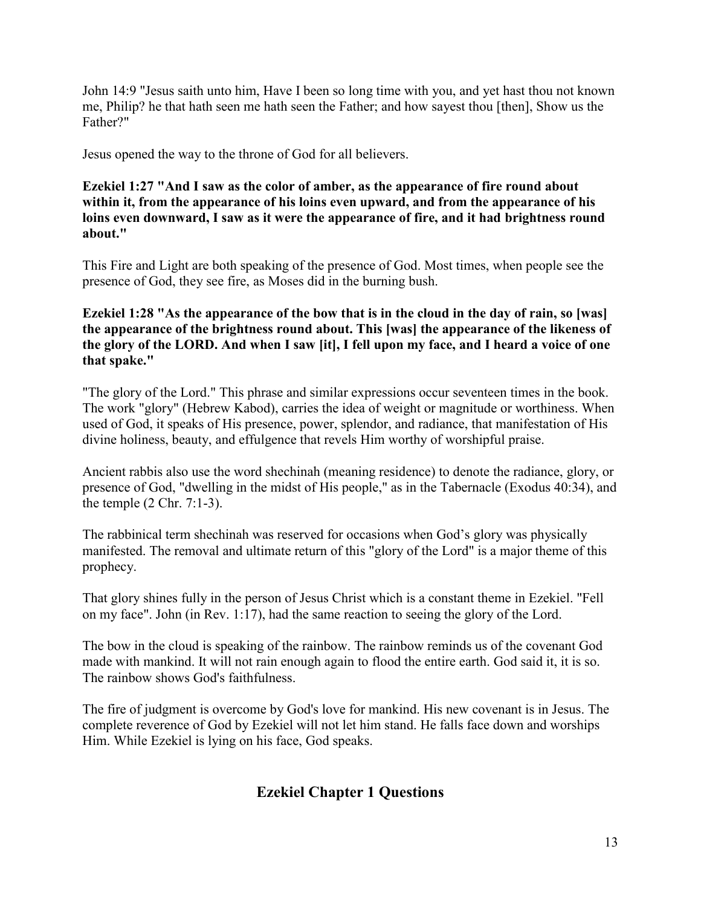John 14:9 "Jesus saith unto him, Have I been so long time with you, and yet hast thou not known me, Philip? he that hath seen me hath seen the Father; and how sayest thou [then], Show us the Father?"

Jesus opened the way to the throne of God for all believers.

**Ezekiel 1:27 "And I saw as the color of amber, as the appearance of fire round about within it, from the appearance of his loins even upward, and from the appearance of his loins even downward, I saw as it were the appearance of fire, and it had brightness round about."**

This Fire and Light are both speaking of the presence of God. Most times, when people see the presence of God, they see fire, as Moses did in the burning bush.

**Ezekiel 1:28 "As the appearance of the bow that is in the cloud in the day of rain, so [was] the appearance of the brightness round about. This [was] the appearance of the likeness of the glory of the LORD. And when I saw [it], I fell upon my face, and I heard a voice of one that spake."**

"The glory of the Lord." This phrase and similar expressions occur seventeen times in the book. The work "glory" (Hebrew Kabod), carries the idea of weight or magnitude or worthiness. When used of God, it speaks of His presence, power, splendor, and radiance, that manifestation of His divine holiness, beauty, and effulgence that revels Him worthy of worshipful praise.

Ancient rabbis also use the word shechinah (meaning residence) to denote the radiance, glory, or presence of God, "dwelling in the midst of His people," as in the Tabernacle (Exodus 40:34), and the temple (2 Chr. 7:1-3).

The rabbinical term shechinah was reserved for occasions when God's glory was physically manifested. The removal and ultimate return of this "glory of the Lord" is a major theme of this prophecy.

That glory shines fully in the person of Jesus Christ which is a constant theme in Ezekiel. "Fell on my face". John (in Rev. 1:17), had the same reaction to seeing the glory of the Lord.

The bow in the cloud is speaking of the rainbow. The rainbow reminds us of the covenant God made with mankind. It will not rain enough again to flood the entire earth. God said it, it is so. The rainbow shows God's faithfulness.

The fire of judgment is overcome by God's love for mankind. His new covenant is in Jesus. The complete reverence of God by Ezekiel will not let him stand. He falls face down and worships Him. While Ezekiel is lying on his face, God speaks.

## Ezekiel Chapter 1 Questions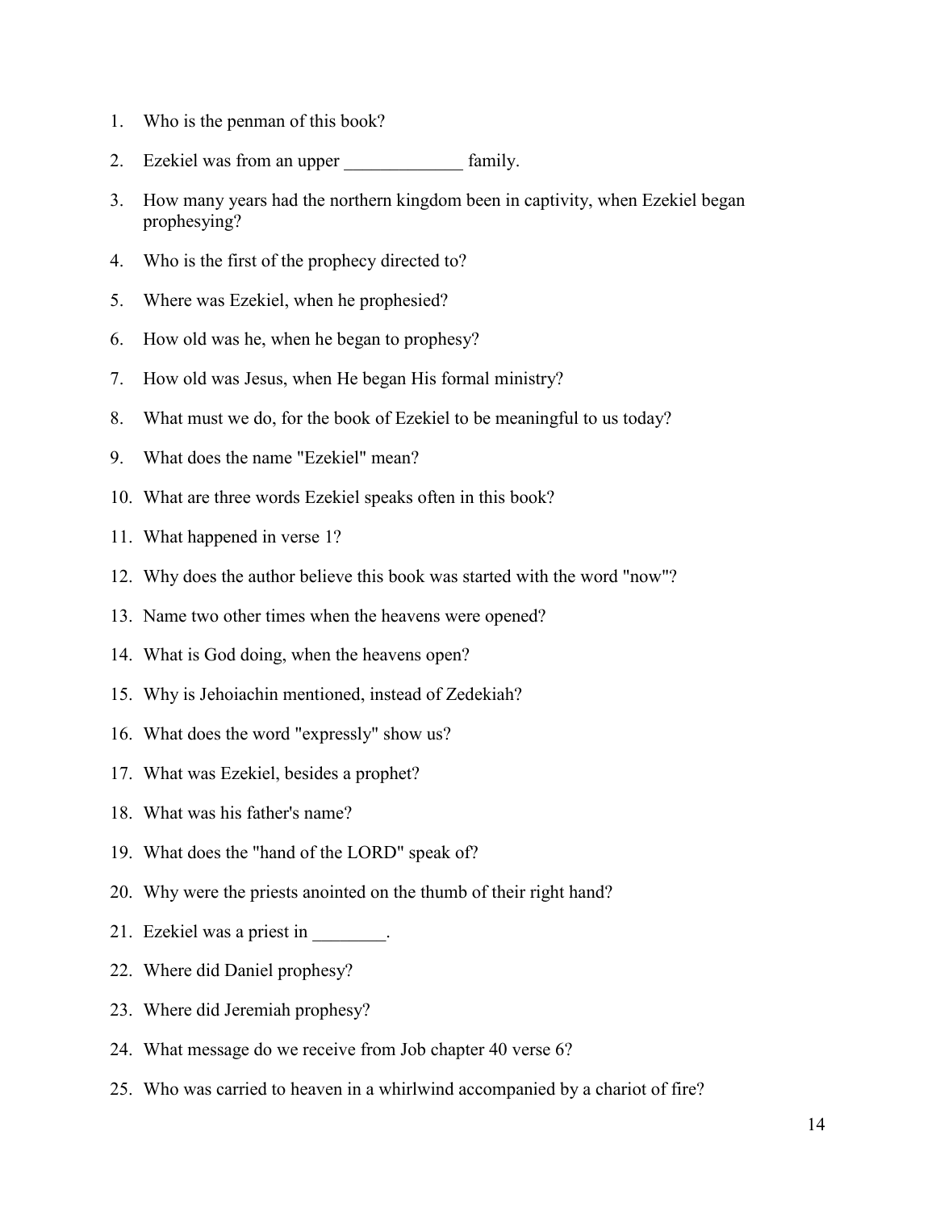1. Who is the penman of this book?
2. Ezekiel was from an upper _____________ family.
3. How many years had the northern kingdom been in captivity, when Ezekiel began prophesying?
4. Who is the first of the prophecy directed to?
5. Where was Ezekiel, when he prophesied?
6. How old was he, when he began to prophesy?
7. How old was Jesus, when He began His formal ministry?
8. What must we do, for the book of Ezekiel to be meaningful to us today?
9. What does the name "Ezekiel" mean?
10. What are three words Ezekiel speaks often in this book?
11. What happened in verse 1?
12. Why does the author believe this book was started with the word "now"?
13. Name two other times when the heavens were opened?
14. What is God doing, when the heavens open?
15. Why is Jehoiachin mentioned, instead of Zedekiah?
16. What does the word "expressly" show us?
17. What was Ezekiel, besides a prophet?
18. What was his father's name?
19. What does the "hand of the LORD" speak of?
20. Why were the priests anointed on the thumb of their right hand?
21. Ezekiel was a priest in ________.
22. Where did Daniel prophesy?
23. Where did Jeremiah prophesy?
24. What message do we receive from Job chapter 40 verse 6?
25. Who was carried to heaven in a whirlwind accompanied by a chariot of fire?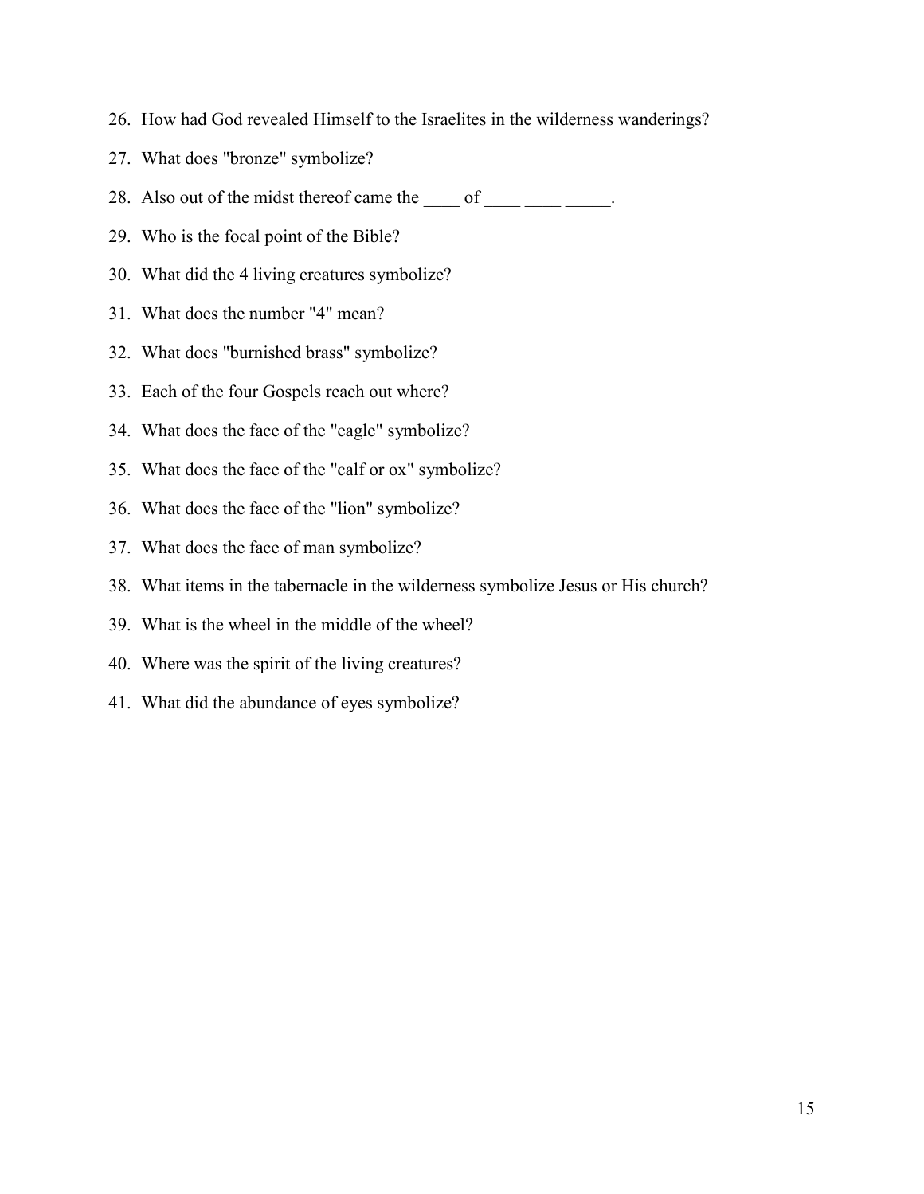26. How had God revealed Himself to the Israelites in the wilderness wanderings?
27. What does "bronze" symbolize?
28. Also out of the midst thereof came the ____ of ____ ____ _____.
29. Who is the focal point of the Bible?
30. What did the 4 living creatures symbolize?
31. What does the number "4" mean?
32. What does "burnished brass" symbolize?
33. Each of the four Gospels reach out where?
34. What does the face of the "eagle" symbolize?
35. What does the face of the "calf or ox" symbolize?
36. What does the face of the "lion" symbolize?
37. What does the face of man symbolize?
38. What items in the tabernacle in the wilderness symbolize Jesus or His church?
39. What is the wheel in the middle of the wheel?
40. Where was the spirit of the living creatures?
41. What did the abundance of eyes symbolize?